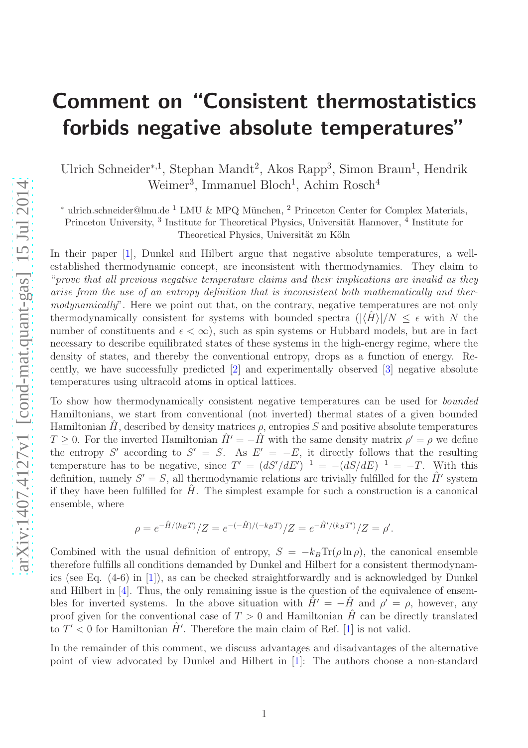# Comment on "Consistent thermostatistics forbids negative absolute temperatures"

Ulrich Schneider*[,1], Stephan Mandt[2], Akos Rapp[3], Simon Braun[1], Hendrik Weimer[3], Immanuel Bloch[1], Achim Rosch[4]

* ulrich.schneider@lmu.de [1] LMU & MPQ München, [2] Princeton Center for Complex Materials, Princeton University, [3] Institute for Theoretical Physics, Universität Hannover, [4] Institute for Theoretical Physics, Universität zu Köln

In their paper [1], Dunkel and Hilbert argue that negative absolute temperatures, a well-established thermodynamic concept, are inconsistent with thermodynamics. They claim to "*prove that all previous negative temperature claims and their implications are invalid as they arise from the use of an entropy definition that is inconsistent both mathematically and thermodynamically*". Here we point out that, on the contrary, negative temperatures are not only thermodynamically consistent for systems with bounded spectra ($|\langle\hat{H}\rangle|/N \leq \epsilon$ with $N$ the number of constituents and $\epsilon < \infty$), such as spin systems or Hubbard models, but are in fact necessary to describe equilibrated states of these systems in the high-energy regime, where the density of states, and thereby the conventional entropy, drops as a function of energy. Recently, we have successfully predicted [2] and experimentally observed [3] negative absolute temperatures using ultracold atoms in optical lattices.

To show how thermodynamically consistent negative temperatures can be used for *bounded* Hamiltonians, we start from conventional (not inverted) thermal states of a given bounded Hamiltonian $\hat{H}$, described by density matrices $\rho$, entropies $S$ and positive absolute temperatures $T \geq 0$. For the inverted Hamiltonian $\hat{H}' = -\hat{H}$ with the same density matrix $\rho' = \rho$ we define the entropy $S'$ according to $S' = S$. As $E' = -E$, it directly follows that the resulting temperature has to be negative, since $T' = (dS'/dE')^{-1} = -(dS/dE)^{-1} = -T$. With this definition, namely $S' = S$, all thermodynamic relations are trivially fulfilled for the $\hat{H}'$ system if they have been fulfilled for $\hat{H}$. The simplest example for such a construction is a canonical ensemble, where

$$\rho = e^{-\hat{H}/(k_B T)}/Z = e^{-(-\hat{H})/(-k_B T)}/Z = e^{-\hat{H}'/(k_B T')}/Z = \rho'.$$

Combined with the usual definition of entropy, $S = -k_B \mathrm{Tr}(\rho \ln \rho)$, the canonical ensemble therefore fulfills all conditions demanded by Dunkel and Hilbert for a consistent thermodynamics (see Eq. (4-6) in [1]), as can be checked straightforwardly and is acknowledged by Dunkel and Hilbert in [4]. Thus, the only remaining issue is the question of the equivalence of ensembles for inverted systems. In the above situation with $\hat{H}' = -\hat{H}$ and $\rho' = \rho$, however, any proof given for the conventional case of $T > 0$ and Hamiltonian $\hat{H}$ can be directly translated to $T' < 0$ for Hamiltonian $\hat{H}'$. Therefore the main claim of Ref. [1] is not valid.

In the remainder of this comment, we discuss advantages and disadvantages of the alternative point of view advocated by Dunkel and Hilbert in [1]: The authors choose a non-standard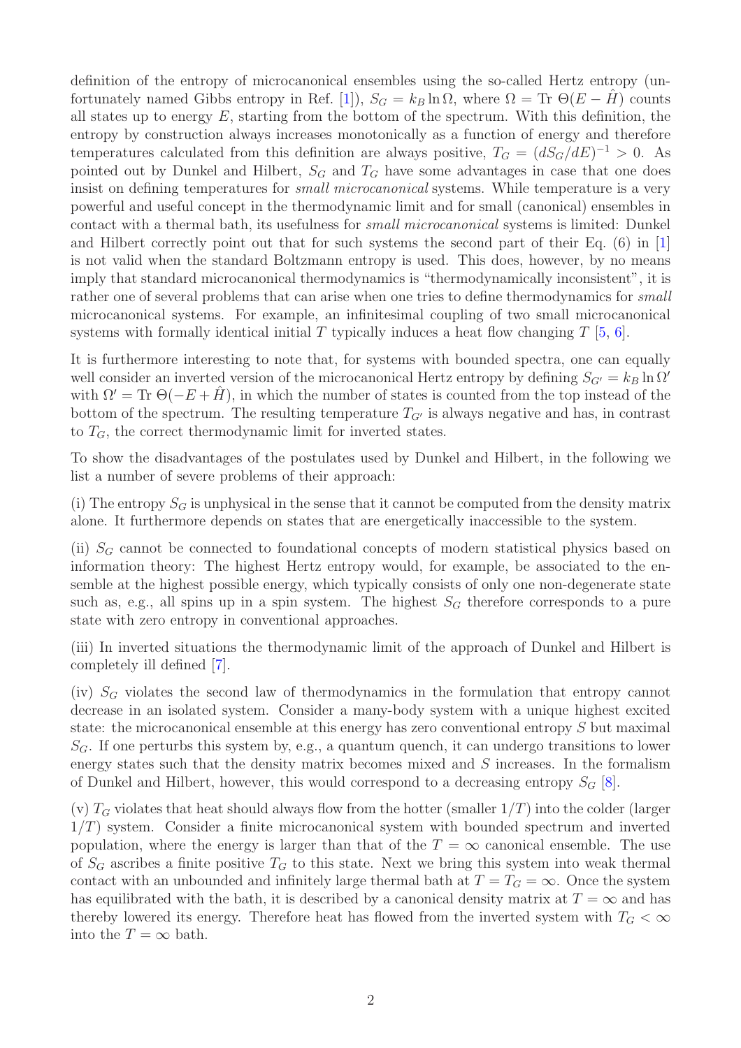definition of the entropy of microcanonical ensembles using the so-called Hertz entropy (unfortunately named Gibbs entropy in Ref. [1]), $S_G = k_B \ln \Omega$, where $\Omega = \text{Tr}\ \Theta(E - \hat{H})$ counts all states up to energy $E$, starting from the bottom of the spectrum. With this definition, the entropy by construction always increases monotonically as a function of energy and therefore temperatures calculated from this definition are always positive, $T_G = (dS_G/dE)^{-1} > 0$. As pointed out by Dunkel and Hilbert, $S_G$ and $T_G$ have some advantages in case that one does insist on defining temperatures for *small microcanonical* systems. While temperature is a very powerful and useful concept in the thermodynamic limit and for small (canonical) ensembles in contact with a thermal bath, its usefulness for *small microcanonical* systems is limited: Dunkel and Hilbert correctly point out that for such systems the second part of their Eq. (6) in [1] is not valid when the standard Boltzmann entropy is used. This does, however, by no means imply that standard microcanonical thermodynamics is "thermodynamically inconsistent", it is rather one of several problems that can arise when one tries to define thermodynamics for *small* microcanonical systems. For example, an infinitesimal coupling of two small microcanonical systems with formally identical initial $T$ typically induces a heat flow changing $T$ [5, 6].

It is furthermore interesting to note that, for systems with bounded spectra, one can equally well consider an inverted version of the microcanonical Hertz entropy by defining $S_{G'} = k_B \ln \Omega'$ with $\Omega' = \text{Tr}\ \Theta(-E + \hat{H})$, in which the number of states is counted from the top instead of the bottom of the spectrum. The resulting temperature $T_{G'}$ is always negative and has, in contrast to $T_G$, the correct thermodynamic limit for inverted states.

To show the disadvantages of the postulates used by Dunkel and Hilbert, in the following we list a number of severe problems of their approach:

(i) The entropy $S_G$ is unphysical in the sense that it cannot be computed from the density matrix alone. It furthermore depends on states that are energetically inaccessible to the system.

(ii) $S_G$ cannot be connected to foundational concepts of modern statistical physics based on information theory: The highest Hertz entropy would, for example, be associated to the ensemble at the highest possible energy, which typically consists of only one non-degenerate state such as, e.g., all spins up in a spin system. The highest $S_G$ therefore corresponds to a pure state with zero entropy in conventional approaches.

(iii) In inverted situations the thermodynamic limit of the approach of Dunkel and Hilbert is completely ill defined [7].

(iv) $S_G$ violates the second law of thermodynamics in the formulation that entropy cannot decrease in an isolated system. Consider a many-body system with a unique highest excited state: the microcanonical ensemble at this energy has zero conventional entropy $S$ but maximal $S_G$. If one perturbs this system by, e.g., a quantum quench, it can undergo transitions to lower energy states such that the density matrix becomes mixed and $S$ increases. In the formalism of Dunkel and Hilbert, however, this would correspond to a decreasing entropy $S_G$ [8].

(v) $T_G$ violates that heat should always flow from the hotter (smaller $1/T$) into the colder (larger $1/T$) system. Consider a finite microcanonical system with bounded spectrum and inverted population, where the energy is larger than that of the $T = \infty$ canonical ensemble. The use of $S_G$ ascribes a finite positive $T_G$ to this state. Next we bring this system into weak thermal contact with an unbounded and infinitely large thermal bath at $T = T_G = \infty$. Once the system has equilibrated with the bath, it is described by a canonical density matrix at $T = \infty$ and has thereby lowered its energy. Therefore heat has flowed from the inverted system with $T_G < \infty$ into the $T = \infty$ bath.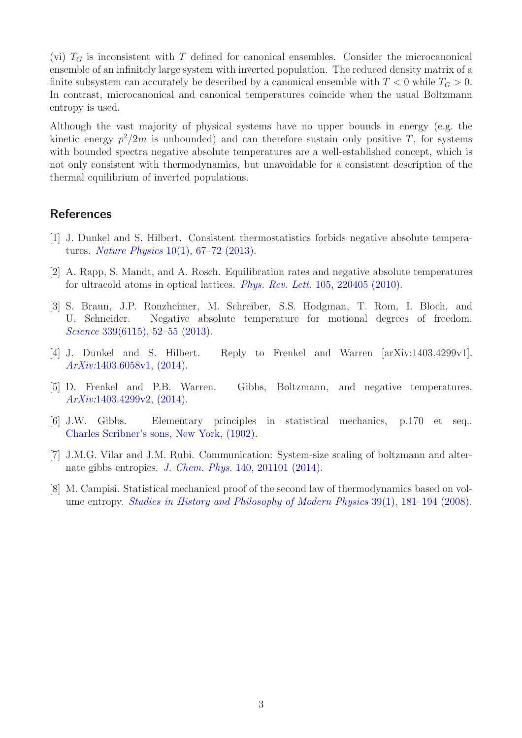(vi) $T_G$ is inconsistent with $T$ defined for canonical ensembles. Consider the microcanonical ensemble of an infinitely large system with inverted population. The reduced density matrix of a finite subsystem can accurately be described by a canonical ensemble with $T < 0$ while $T_G > 0$. In contrast, microcanonical and canonical temperatures coincide when the usual Boltzmann entropy is used.

Although the vast majority of physical systems have no upper bounds in energy (e.g. the kinetic energy $p^2/2m$ is unbounded) and can therefore sustain only positive $T$, for systems with bounded spectra negative absolute temperatures are a well-established concept, which is not only consistent with thermodynamics, but unavoidable for a consistent description of the thermal equilibrium of inverted populations.

## References

[1] J. Dunkel and S. Hilbert. Consistent thermostatistics forbids negative absolute temperatures. *Nature Physics* 10(1), 67–72 (2013).

[2] A. Rapp, S. Mandt, and A. Rosch. Equilibration rates and negative absolute temperatures for ultracold atoms in optical lattices. *Phys. Rev. Lett.* 105, 220405 (2010).

[3] S. Braun, J.P. Ronzheimer, M. Schreiber, S.S. Hodgman, T. Rom, I. Bloch, and U. Schneider. Negative absolute temperature for motional degrees of freedom. *Science* 339(6115), 52–55 (2013).

[4] J. Dunkel and S. Hilbert. Reply to Frenkel and Warren [arXiv:1403.4299v1]. *ArXiv:*1403.6058v1, (2014).

[5] D. Frenkel and P.B. Warren. Gibbs, Boltzmann, and negative temperatures. *ArXiv:*1403.4299v2, (2014).

[6] J.W. Gibbs. Elementary principles in statistical mechanics, p.170 et seq.. Charles Scribner's sons, New York, (1902).

[7] J.M.G. Vilar and J.M. Rubi. Communication: System-size scaling of boltzmann and alternate gibbs entropies. *J. Chem. Phys.* 140, 201101 (2014).

[8] M. Campisi. Statistical mechanical proof of the second law of thermodynamics based on volume entropy. *Studies in History and Philosophy of Modern Physics* 39(1), 181–194 (2008).